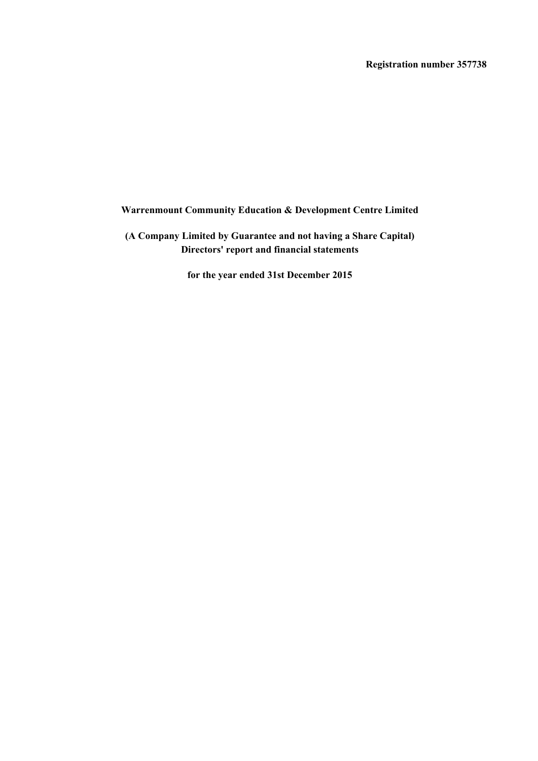**Registration number 357738**

# Warrenmount Community Education & Development Centre Limited

**(A Company Limited by Guarantee and not having a Share Capital)**
**Directors' report and financial statements**

**for the year ended 31st December 2015**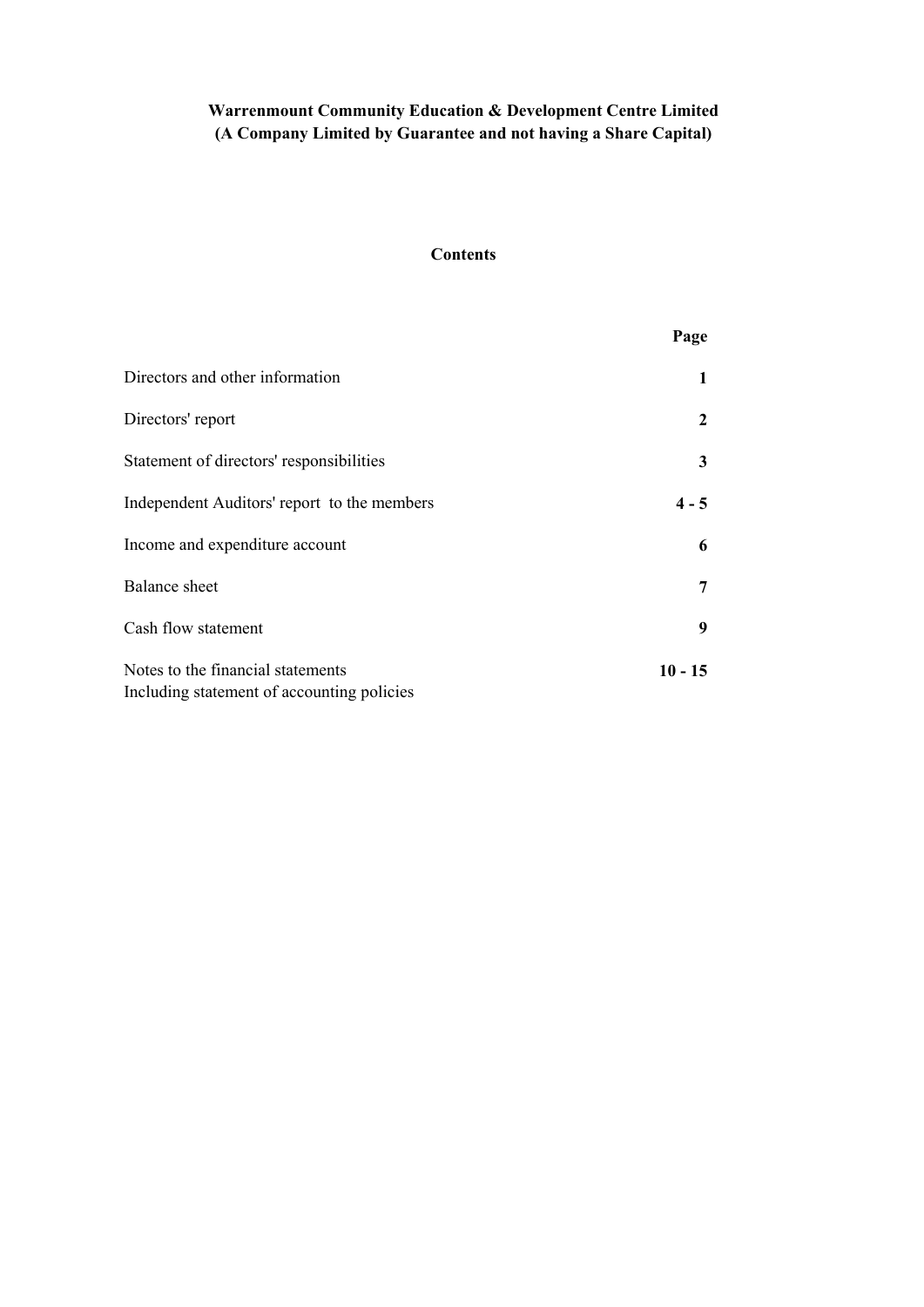**Warrenmount Community Education & Development Centre Limited**
**(A Company Limited by Guarantee and not having a Share Capital)**

## Contents

| | Page |
|---|---|
| Directors and other information | 1 |
| Directors' report | 2 |
| Statement of directors' responsibilities | 3 |
| Independent Auditors' report to the members | 4 - 5 |
| Income and expenditure account | 6 |
| Balance sheet | 7 |
| Cash flow statement | 9 |
| Notes to the financial statements<br>Including statement of accounting policies | 10 - 15 |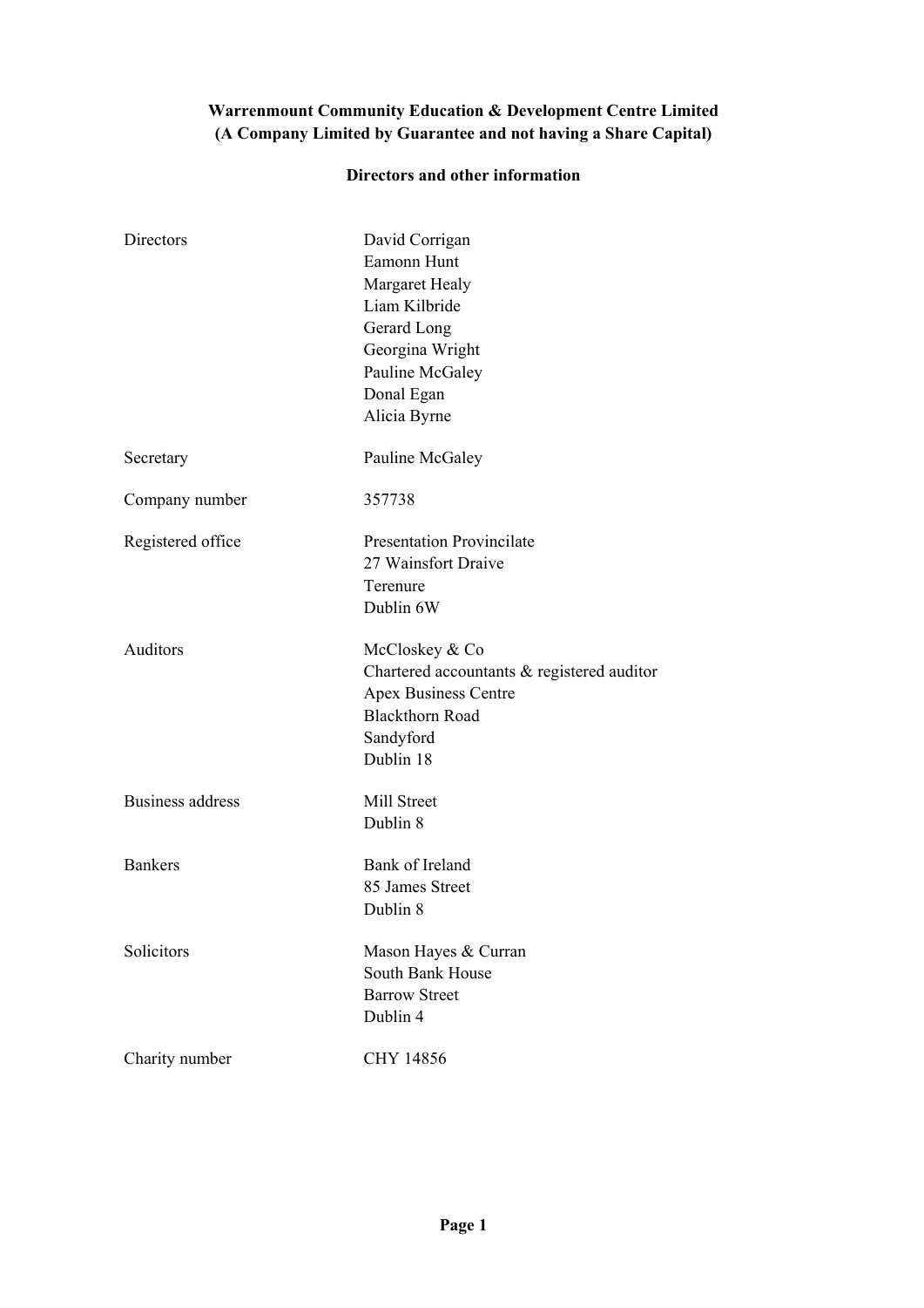**Warrenmount Community Education & Development Centre Limited**
**(A Company Limited by Guarantee and not having a Share Capital)**

**Directors and other information**

| | |
|---|---|
| Directors | David Corrigan<br>Eamonn Hunt<br>Margaret Healy<br>Liam Kilbride<br>Gerard Long<br>Georgina Wright<br>Pauline McGaley<br>Donal Egan<br>Alicia Byrne |
| Secretary | Pauline McGaley |
| Company number | 357738 |
| Registered office | Presentation Provincilate<br>27 Wainsfort Draive<br>Terenure<br>Dublin 6W |
| Auditors | McCloskey & Co<br>Chartered accountants & registered auditor<br>Apex Business Centre<br>Blackthorn Road<br>Sandyford<br>Dublin 18 |
| Business address | Mill Street<br>Dublin 8 |
| Bankers | Bank of Ireland<br>85 James Street<br>Dublin 8 |
| Solicitors | Mason Hayes & Curran<br>South Bank House<br>Barrow Street<br>Dublin 4 |
| Charity number | CHY 14856 |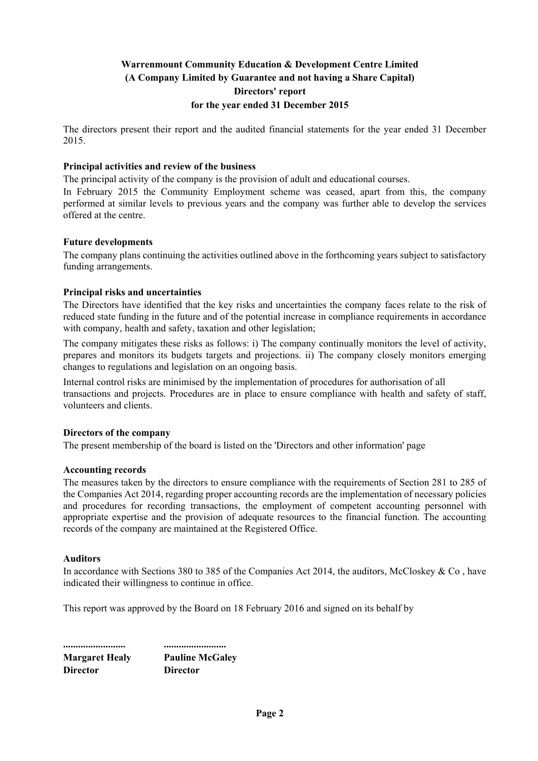# Warrenmount Community Education & Development Centre Limited
## (A Company Limited by Guarantee and not having a Share Capital)
## Directors' report
## for the year ended 31 December 2015

The directors present their report and the audited financial statements for the year ended 31 December 2015.

**Principal activities and review of the business**

The principal activity of the company is the provision of adult and educational courses.

In February 2015 the Community Employment scheme was ceased, apart from this, the company performed at similar levels to previous years and the company was further able to develop the services offered at the centre.

**Future developments**

The company plans continuing the activities outlined above in the forthcoming years subject to satisfactory funding arrangements.

**Principal risks and uncertainties**

The Directors have identified that the key risks and uncertainties the company faces relate to the risk of reduced state funding in the future and of the potential increase in compliance requirements in accordance with company, health and safety, taxation and other legislation;

The company mitigates these risks as follows: i) The company continually monitors the level of activity, prepares and monitors its budgets targets and projections. ii) The company closely monitors emerging changes to regulations and legislation on an ongoing basis.

Internal control risks are minimised by the implementation of procedures for authorisation of all transactions and projects. Procedures are in place to ensure compliance with health and safety of staff, volunteers and clients.

**Directors of the company**

The present membership of the board is listed on the 'Directors and other information' page

**Accounting records**

The measures taken by the directors to ensure compliance with the requirements of Section 281 to 285 of the Companies Act 2014, regarding proper accounting records are the implementation of necessary policies and procedures for recording transactions, the employment of competent accounting personnel with appropriate expertise and the provision of adequate resources to the financial function. The accounting records of the company are maintained at the Registered Office.

**Auditors**

In accordance with Sections 380 to 385 of the Companies Act 2014, the auditors, McCloskey & Co , have indicated their willingness to continue in office.

This report was approved by the Board on 18 February 2016 and signed on its behalf by

| ......................... | ......................... |
|---|---|
| **Margaret Healy** | **Pauline McGaley** |
| **Director** | **Director** |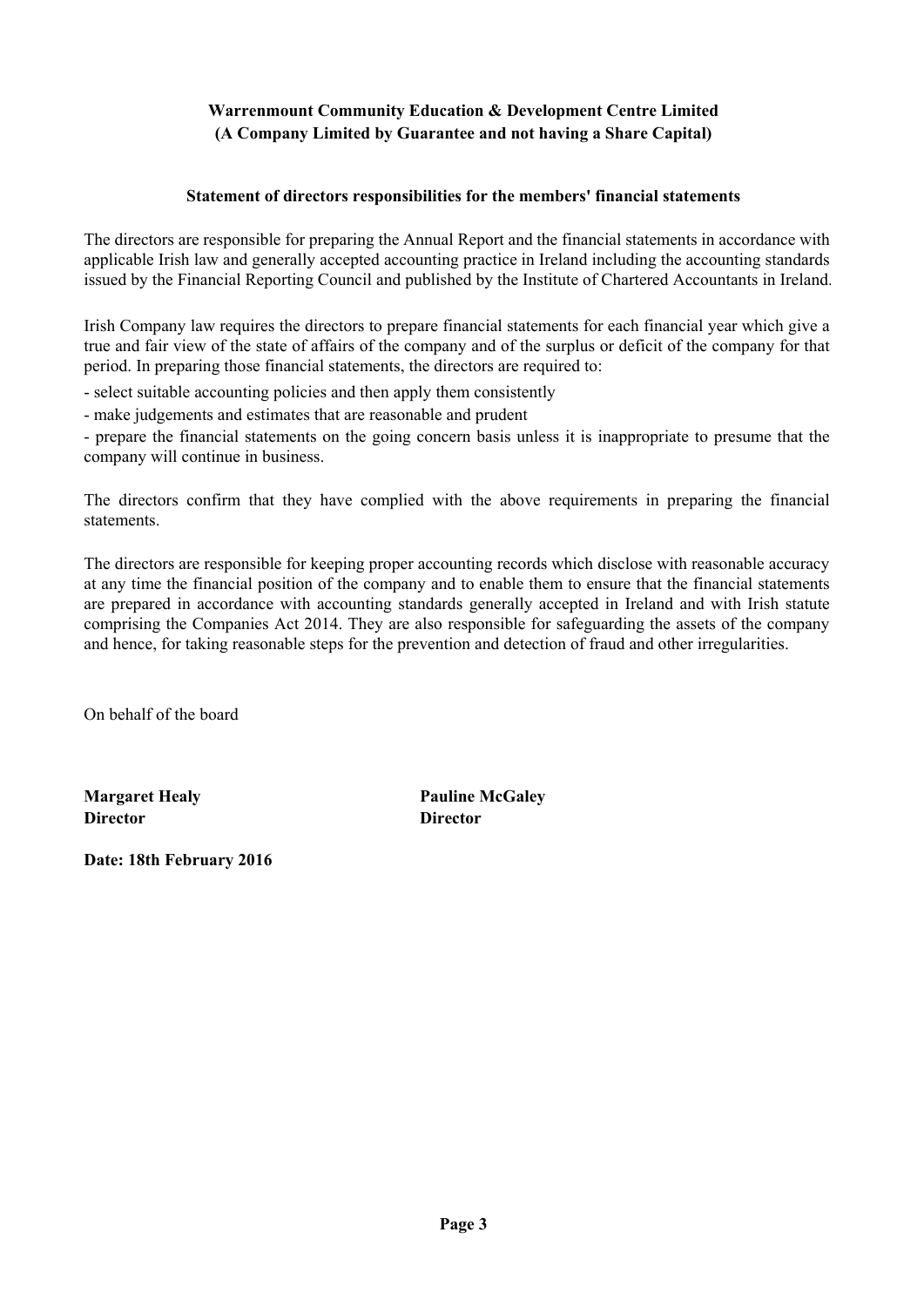**Warrenmount Community Education & Development Centre Limited**
**(A Company Limited by Guarantee and not having a Share Capital)**

**Statement of directors responsibilities for the members' financial statements**

The directors are responsible for preparing the Annual Report and the financial statements in accordance with applicable Irish law and generally accepted accounting practice in Ireland including the accounting standards issued by the Financial Reporting Council and published by the Institute of Chartered Accountants in Ireland.

Irish Company law requires the directors to prepare financial statements for each financial year which give a true and fair view of the state of affairs of the company and of the surplus or deficit of the company for that period. In preparing those financial statements, the directors are required to:

- select suitable accounting policies and then apply them consistently
- make judgements and estimates that are reasonable and prudent
- prepare the financial statements on the going concern basis unless it is inappropriate to presume that the company will continue in business.

The directors confirm that they have complied with the above requirements in preparing the financial statements.

The directors are responsible for keeping proper accounting records which disclose with reasonable accuracy at any time the financial position of the company and to enable them to ensure that the financial statements are prepared in accordance with accounting standards generally accepted in Ireland and with Irish statute comprising the Companies Act 2014. They are also responsible for safeguarding the assets of the company and hence, for taking reasonable steps for the prevention and detection of fraud and other irregularities.

On behalf of the board

**Margaret Healy**
**Director**

**Pauline McGaley**
**Director**

**Date: 18th February 2016**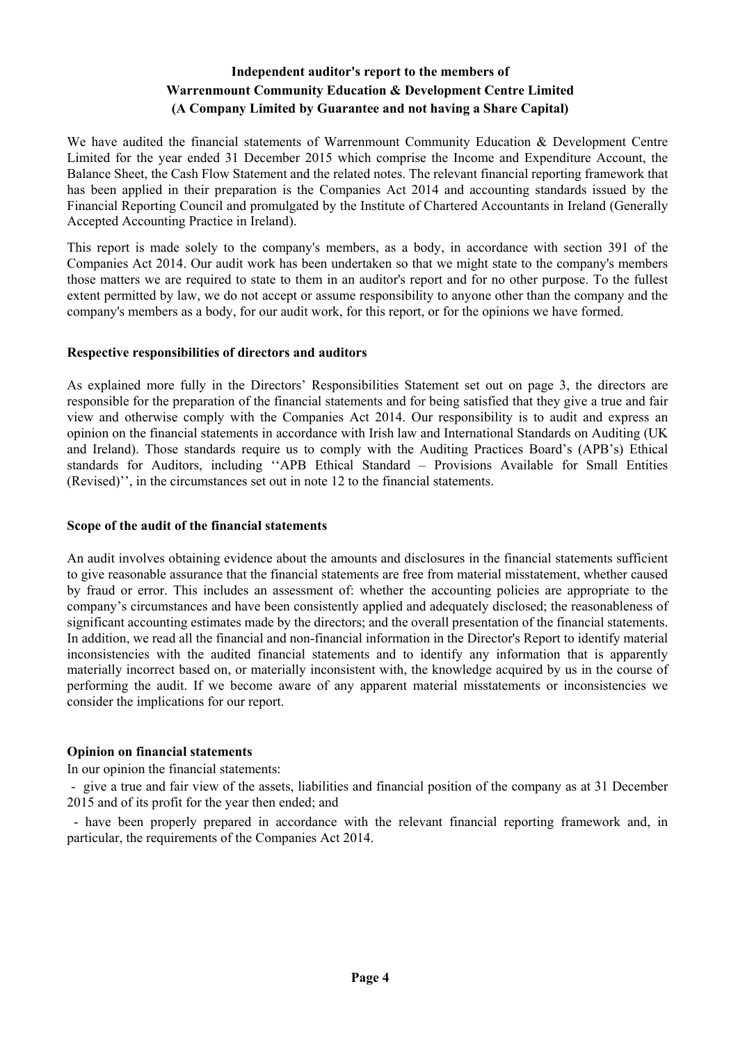**Independent auditor's report to the members of**
**Warrenmount Community Education & Development Centre Limited**
**(A Company Limited by Guarantee and not having a Share Capital)**

We have audited the financial statements of Warrenmount Community Education & Development Centre Limited for the year ended 31 December 2015 which comprise the Income and Expenditure Account, the Balance Sheet, the Cash Flow Statement and the related notes. The relevant financial reporting framework that has been applied in their preparation is the Companies Act 2014 and accounting standards issued by the Financial Reporting Council and promulgated by the Institute of Chartered Accountants in Ireland (Generally Accepted Accounting Practice in Ireland).

This report is made solely to the company's members, as a body, in accordance with section 391 of the Companies Act 2014. Our audit work has been undertaken so that we might state to the company's members those matters we are required to state to them in an auditor's report and for no other purpose. To the fullest extent permitted by law, we do not accept or assume responsibility to anyone other than the company and the company's members as a body, for our audit work, for this report, or for the opinions we have formed.

**Respective responsibilities of directors and auditors**

As explained more fully in the Directors' Responsibilities Statement set out on page 3, the directors are responsible for the preparation of the financial statements and for being satisfied that they give a true and fair view and otherwise comply with the Companies Act 2014. Our responsibility is to audit and express an opinion on the financial statements in accordance with Irish law and International Standards on Auditing (UK and Ireland). Those standards require us to comply with the Auditing Practices Board's (APB's) Ethical standards for Auditors, including ''APB Ethical Standard – Provisions Available for Small Entities (Revised)'', in the circumstances set out in note 12 to the financial statements.

**Scope of the audit of the financial statements**

An audit involves obtaining evidence about the amounts and disclosures in the financial statements sufficient to give reasonable assurance that the financial statements are free from material misstatement, whether caused by fraud or error. This includes an assessment of: whether the accounting policies are appropriate to the company's circumstances and have been consistently applied and adequately disclosed; the reasonableness of significant accounting estimates made by the directors; and the overall presentation of the financial statements. In addition, we read all the financial and non-financial information in the Director's Report to identify material inconsistencies with the audited financial statements and to identify any information that is apparently materially incorrect based on, or materially inconsistent with, the knowledge acquired by us in the course of performing the audit. If we become aware of any apparent material misstatements or inconsistencies we consider the implications for our report.

**Opinion on financial statements**

In our opinion the financial statements:

- give a true and fair view of the assets, liabilities and financial position of the company as at 31 December 2015 and of its profit for the year then ended; and
- have been properly prepared in accordance with the relevant financial reporting framework and, in particular, the requirements of the Companies Act 2014.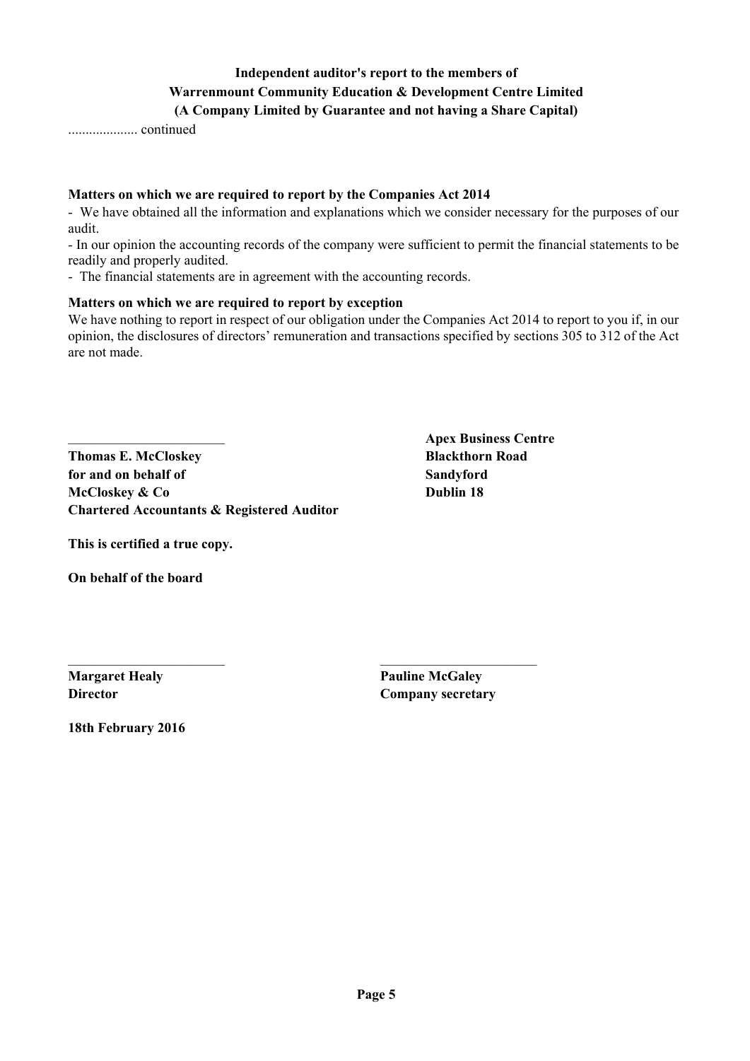**Independent auditor's report to the members of**
**Warrenmount Community Education & Development Centre Limited**
**(A Company Limited by Guarantee and not having a Share Capital)**

.................... continued

**Matters on which we are required to report by the Companies Act 2014**

- We have obtained all the information and explanations which we consider necessary for the purposes of our audit.
- In our opinion the accounting records of the company were sufficient to permit the financial statements to be readily and properly audited.
- The financial statements are in agreement with the accounting records.

**Matters on which we are required to report by exception**

We have nothing to report in respect of our obligation under the Companies Act 2014 to report to you if, in our opinion, the disclosures of directors' remuneration and transactions specified by sections 305 to 312 of the Act are not made.

\_\_\_\_\_\_\_\_\_\_\_\_\_\_\_\_\_\_\_\_\_\_\_

**Thomas E. McCloskey**
**for and on behalf of**
**McCloskey & Co**
**Chartered Accountants & Registered Auditor**

**Apex Business Centre**
**Blackthorn Road**
**Sandyford**
**Dublin 18**

**This is certified a true copy.**

**On behalf of the board**

\_\_\_\_\_\_\_\_\_\_\_\_\_\_\_\_\_\_\_\_\_\_\_

**Margaret Healy**
**Director**

\_\_\_\_\_\_\_\_\_\_\_\_\_\_\_\_\_\_\_\_\_\_\_

**Pauline McGaley**
**Company secretary**

**18th February 2016**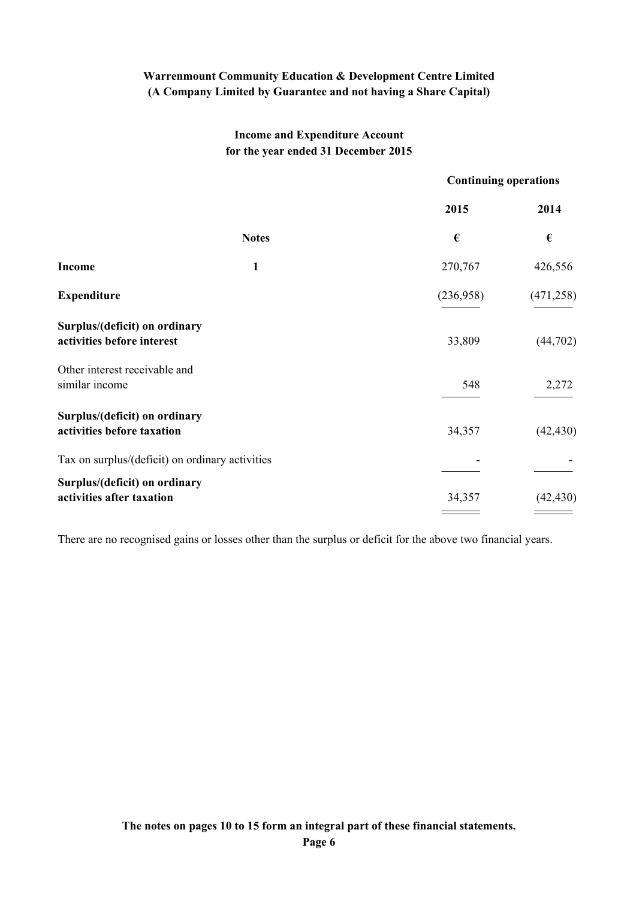**Warrenmount Community Education & Development Centre Limited**
**(A Company Limited by Guarantee and not having a Share Capital)**

## Income and Expenditure Account
### for the year ended 31 December 2015

| | Notes | Continuing operations 2015 | 2014 |
|---|---|---|---|
| | | € | € |
| **Income** | 1 | 270,767 | 426,556 |
| **Expenditure** | | (236,958) | (471,258) |
| **Surplus/(deficit) on ordinary activities before interest** | | 33,809 | (44,702) |
| Other interest receivable and similar income | | 548 | 2,272 |
| **Surplus/(deficit) on ordinary activities before taxation** | | 34,357 | (42,430) |
| Tax on surplus/(deficit) on ordinary activities | | - | - |
| **Surplus/(deficit) on ordinary activities after taxation** | | 34,357 | (42,430) |

There are no recognised gains or losses other than the surplus or deficit for the above two financial years.

**The notes on pages 10 to 15 form an integral part of these financial statements.**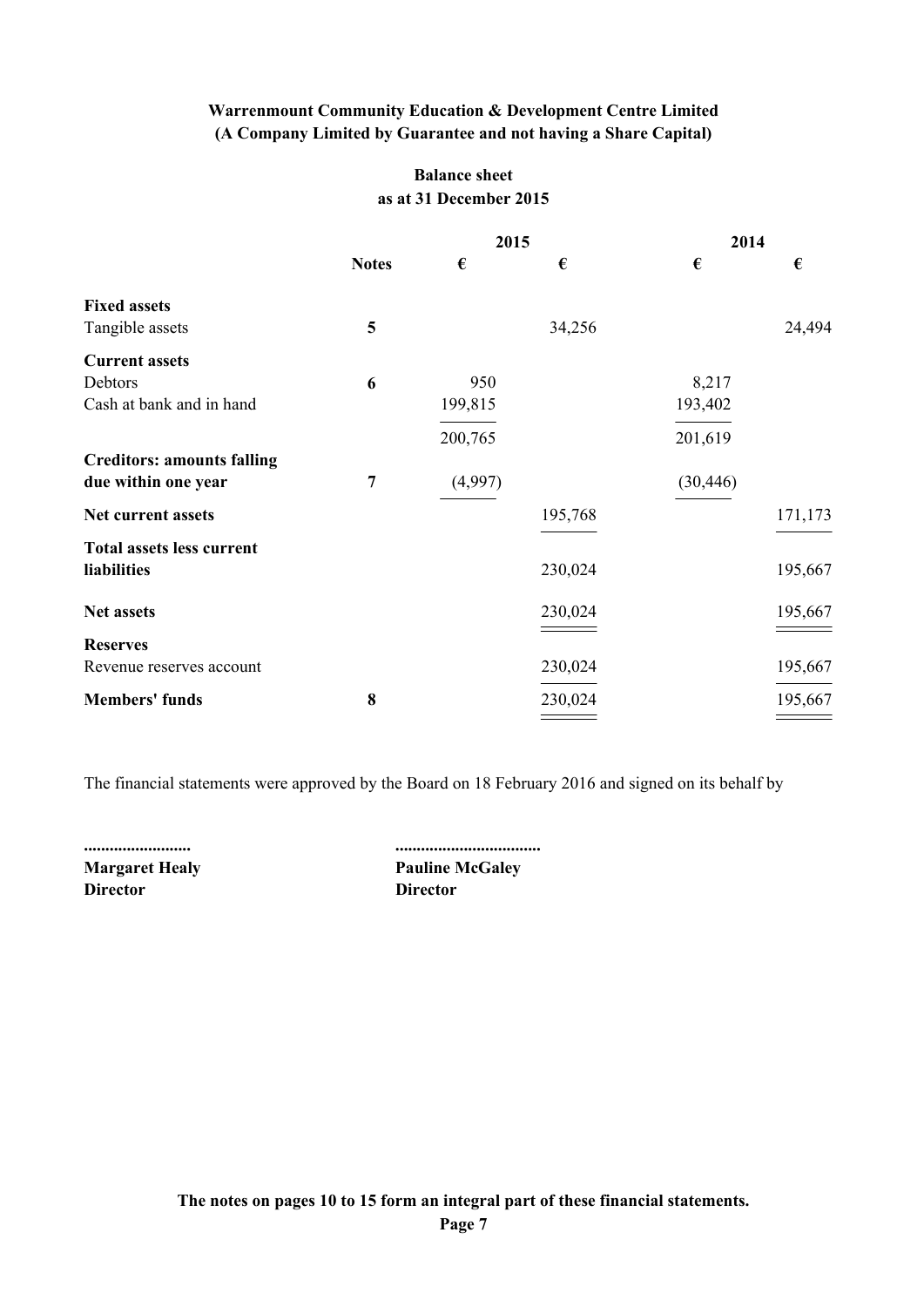**Warrenmount Community Education & Development Centre Limited**
**(A Company Limited by Guarantee and not having a Share Capital)**

## Balance sheet
## as at 31 December 2015

| | Notes | 2015 € | 2015 € | 2014 € | 2014 € |
|---|---|---|---|---|---|
| **Fixed assets** | | | | | |
| Tangible assets | 5 | | 34,256 | | 24,494 |
| **Current assets** | | | | | |
| Debtors | 6 | 950 | | 8,217 | |
| Cash at bank and in hand | | 199,815 | | 193,402 | |
| | | 200,765 | | 201,619 | |
| **Creditors: amounts falling due within one year** | 7 | (4,997) | | (30,446) | |
| **Net current assets** | | | 195,768 | | 171,173 |
| **Total assets less current liabilities** | | | 230,024 | | 195,667 |
| **Net assets** | | | 230,024 | | 195,667 |
| **Reserves** | | | | | |
| Revenue reserves account | | | 230,024 | | 195,667 |
| **Members' funds** | 8 | | 230,024 | | 195,667 |

The financial statements were approved by the Board on 18 February 2016 and signed on its behalf by

.........................
**Margaret Healy**
**Director**

..................................
**Pauline McGaley**
**Director**

**The notes on pages 10 to 15 form an integral part of these financial statements.**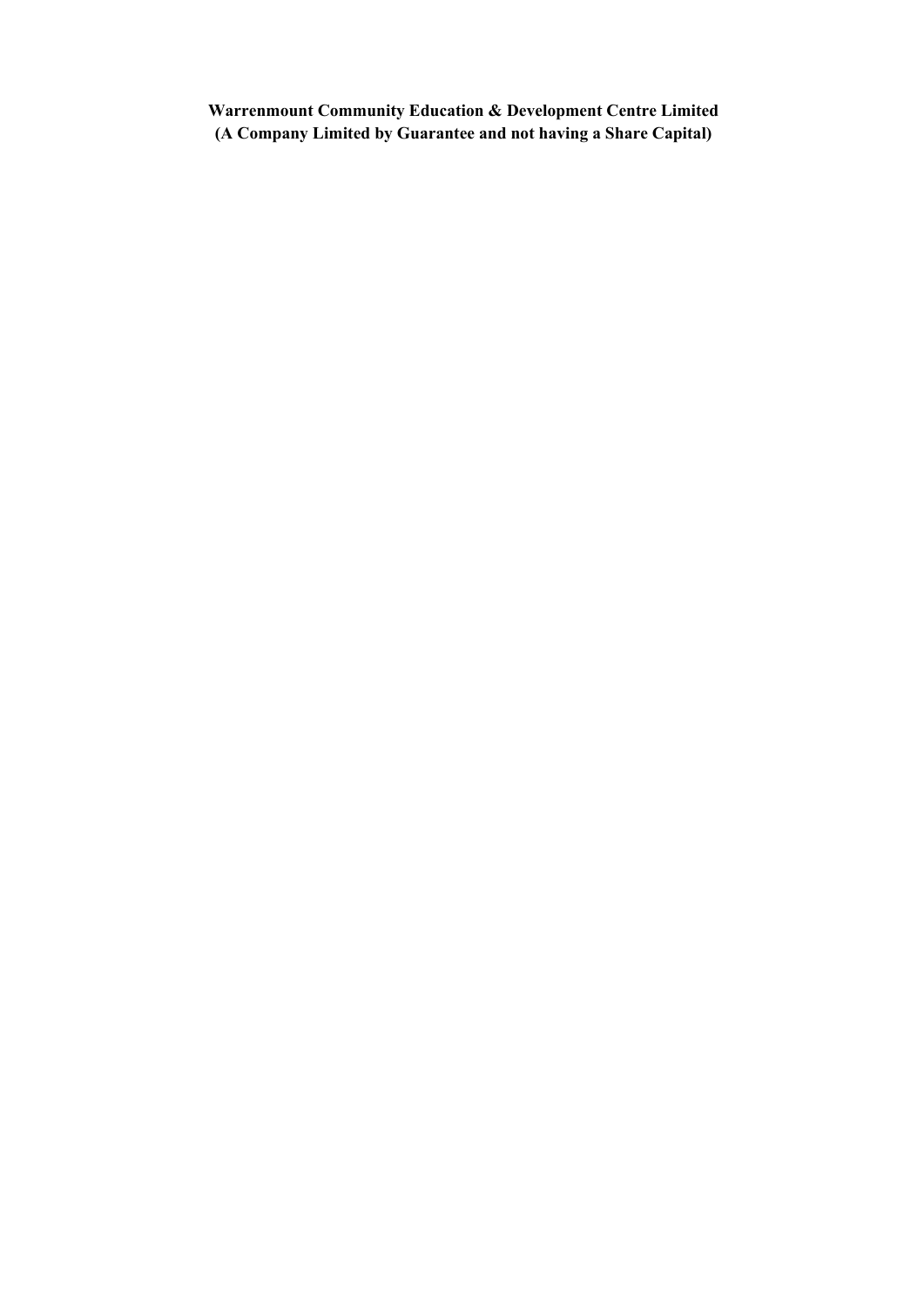**Warrenmount Community Education & Development Centre Limited**
**(A Company Limited by Guarantee and not having a Share Capital)**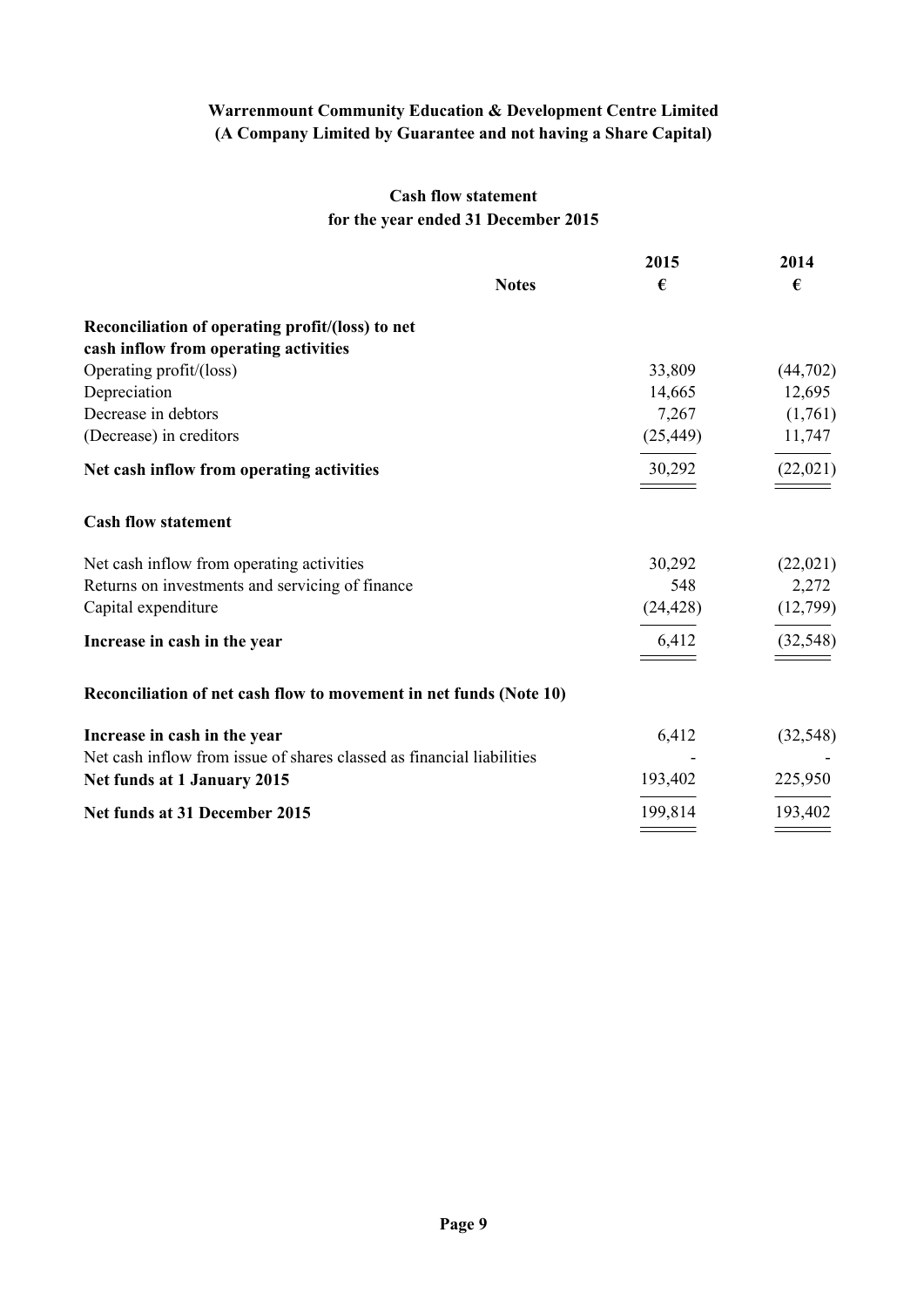**Warrenmount Community Education & Development Centre Limited**
**(A Company Limited by Guarantee and not having a Share Capital)**

## Cash flow statement
### for the year ended 31 December 2015

| | Notes | 2015 € | 2014 € |
|---|---|---|---|
| **Reconciliation of operating profit/(loss) to net cash inflow from operating activities** | | | |
| Operating profit/(loss) | | 33,809 | (44,702) |
| Depreciation | | 14,665 | 12,695 |
| Decrease in debtors | | 7,267 | (1,761) |
| (Decrease) in creditors | | (25,449) | 11,747 |
| **Net cash inflow from operating activities** | | 30,292 | (22,021) |
| **Cash flow statement** | | | |
| Net cash inflow from operating activities | | 30,292 | (22,021) |
| Returns on investments and servicing of finance | | 548 | 2,272 |
| Capital expenditure | | (24,428) | (12,799) |
| **Increase in cash in the year** | | 6,412 | (32,548) |
| **Reconciliation of net cash flow to movement in net funds (Note 10)** | | | |
| **Increase in cash in the year** | | 6,412 | (32,548) |
| Net cash inflow from issue of shares classed as financial liabilities | | - | - |
| **Net funds at 1 January 2015** | | 193,402 | 225,950 |
| **Net funds at 31 December 2015** | | 199,814 | 193,402 |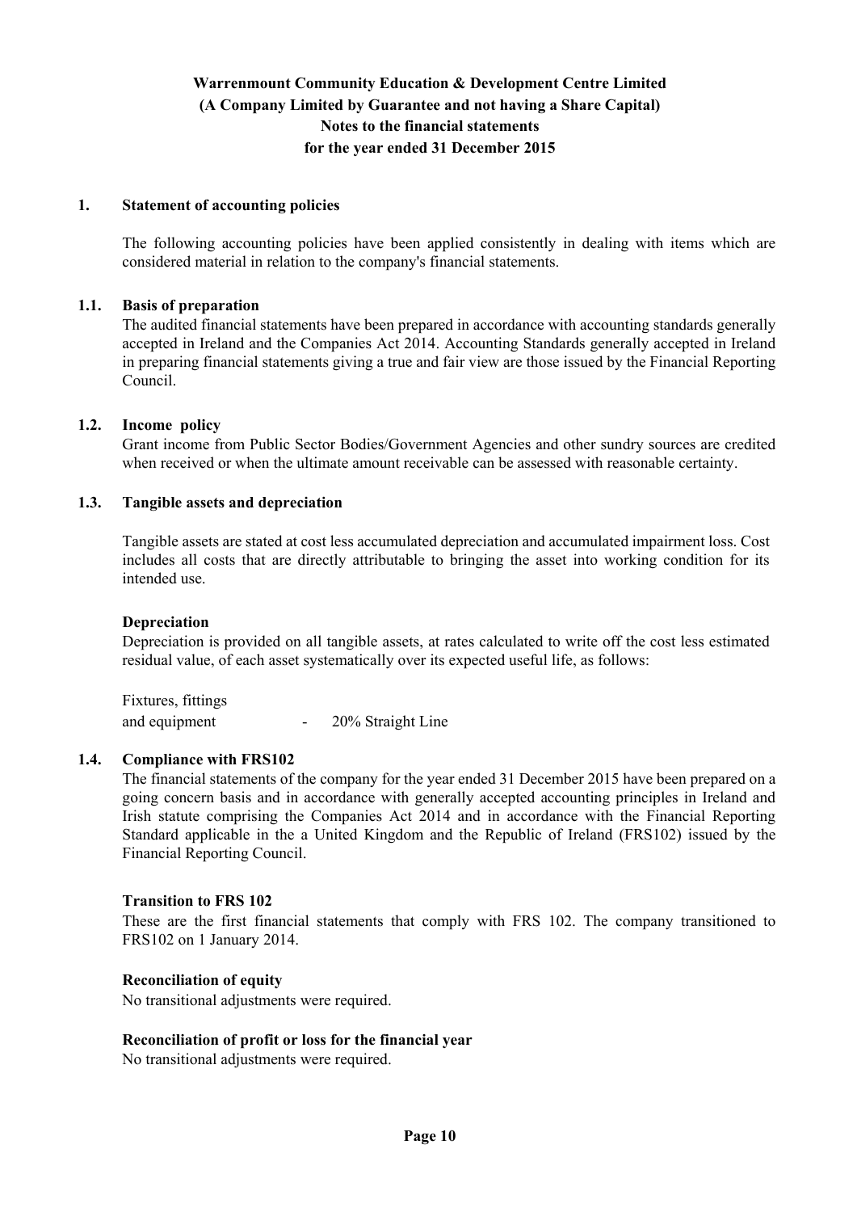**Warrenmount Community Education & Development Centre Limited**
**(A Company Limited by Guarantee and not having a Share Capital)**
**Notes to the financial statements**
**for the year ended 31 December 2015**

## 1. Statement of accounting policies

The following accounting policies have been applied consistently in dealing with items which are considered material in relation to the company's financial statements.

### 1.1. Basis of preparation

The audited financial statements have been prepared in accordance with accounting standards generally accepted in Ireland and the Companies Act 2014. Accounting Standards generally accepted in Ireland in preparing financial statements giving a true and fair view are those issued by the Financial Reporting Council.

### 1.2. Income policy

Grant income from Public Sector Bodies/Government Agencies and other sundry sources are credited when received or when the ultimate amount receivable can be assessed with reasonable certainty.

### 1.3. Tangible assets and depreciation

Tangible assets are stated at cost less accumulated depreciation and accumulated impairment loss. Cost includes all costs that are directly attributable to bringing the asset into working condition for its intended use.

**Depreciation**

Depreciation is provided on all tangible assets, at rates calculated to write off the cost less estimated residual value, of each asset systematically over its expected useful life, as follows:

Fixtures, fittings
and equipment - 20% Straight Line

### 1.4. Compliance with FRS102

The financial statements of the company for the year ended 31 December 2015 have been prepared on a going concern basis and in accordance with generally accepted accounting principles in Ireland and Irish statute comprising the Companies Act 2014 and in accordance with the Financial Reporting Standard applicable in the a United Kingdom and the Republic of Ireland (FRS102) issued by the Financial Reporting Council.

**Transition to FRS 102**

These are the first financial statements that comply with FRS 102. The company transitioned to FRS102 on 1 January 2014.

**Reconciliation of equity**

No transitional adjustments were required.

**Reconciliation of profit or loss for the financial year**

No transitional adjustments were required.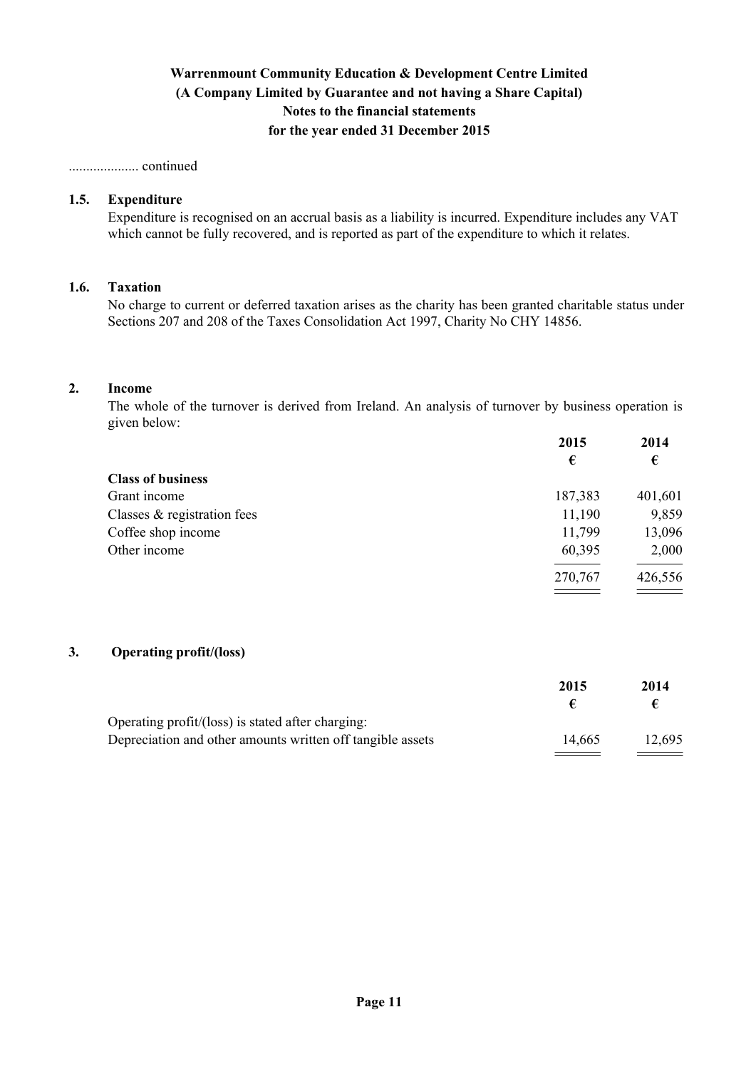**Warrenmount Community Education & Development Centre Limited**
**(A Company Limited by Guarantee and not having a Share Capital)**
**Notes to the financial statements**
**for the year ended 31 December 2015**

.................... continued

### 1.5. Expenditure

Expenditure is recognised on an accrual basis as a liability is incurred. Expenditure includes any VAT which cannot be fully recovered, and is reported as part of the expenditure to which it relates.

### 1.6. Taxation

No charge to current or deferred taxation arises as the charity has been granted charitable status under Sections 207 and 208 of the Taxes Consolidation Act 1997, Charity No CHY 14856.

## 2. Income

The whole of the turnover is derived from Ireland. An analysis of turnover by business operation is given below:

| | 2015 | 2014 |
|---|---|---|
| | € | € |
| **Class of business** | | |
| Grant income | 187,383 | 401,601 |
| Classes & registration fees | 11,190 | 9,859 |
| Coffee shop income | 11,799 | 13,096 |
| Other income | 60,395 | 2,000 |
| | 270,767 | 426,556 |

## 3. Operating profit/(loss)

| | 2015 | 2014 |
|---|---|---|
| | € | € |
| Operating profit/(loss) is stated after charging: | | |
| Depreciation and other amounts written off tangible assets | 14,665 | 12,695 |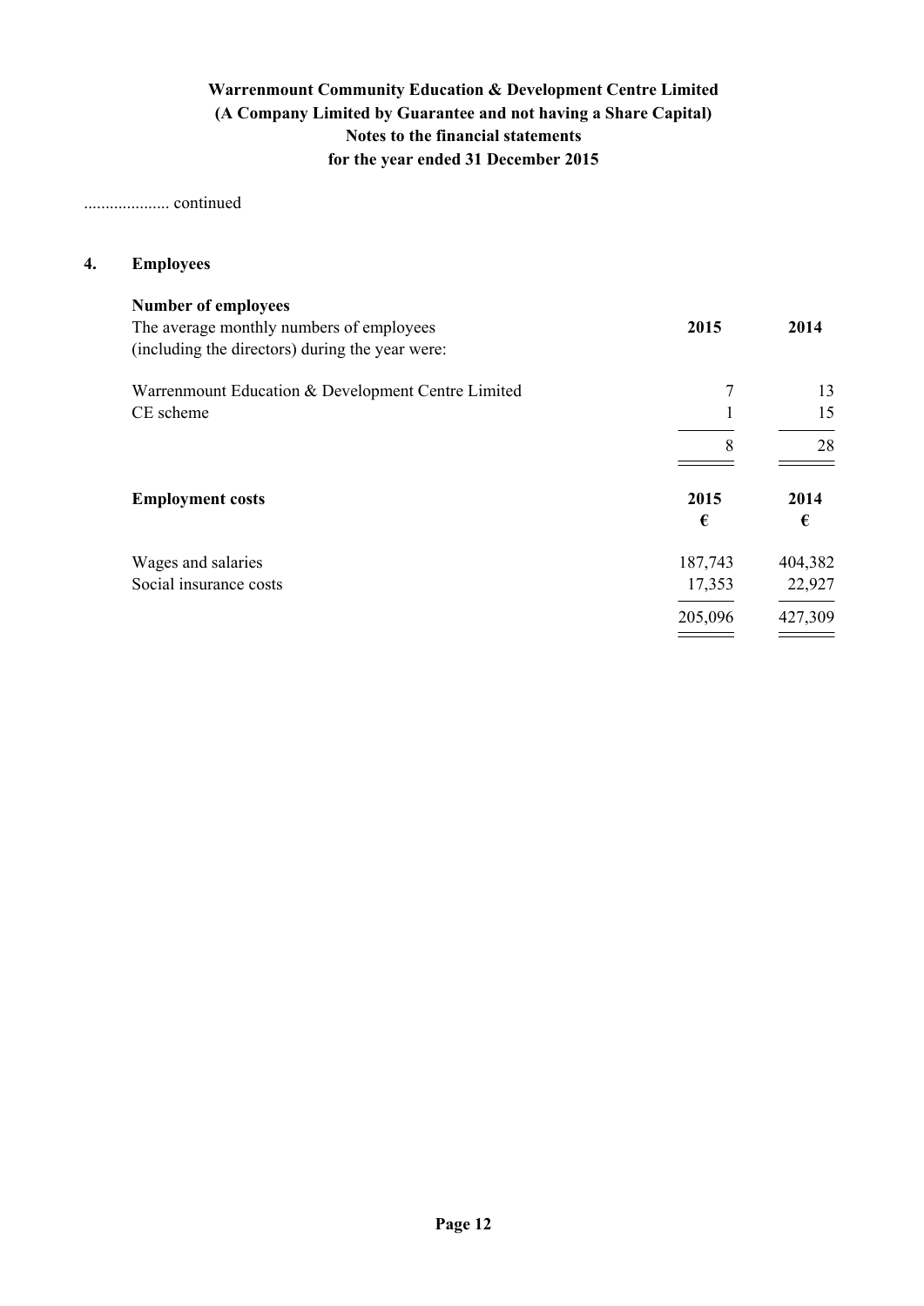.................... continued

## 4. Employees

**Number of employees**

| The average monthly numbers of employees (including the directors) during the year were: | 2015 | 2014 |
|---|---|---|
| Warrenmount Education & Development Centre Limited | 7 | 13 |
| CE scheme | 1 | 15 |
| | 8 | 28 |

| **Employment costs** | 2015 € | 2014 € |
|---|---|---|
| Wages and salaries | 187,743 | 404,382 |
| Social insurance costs | 17,353 | 22,927 |
| | 205,096 | 427,309 |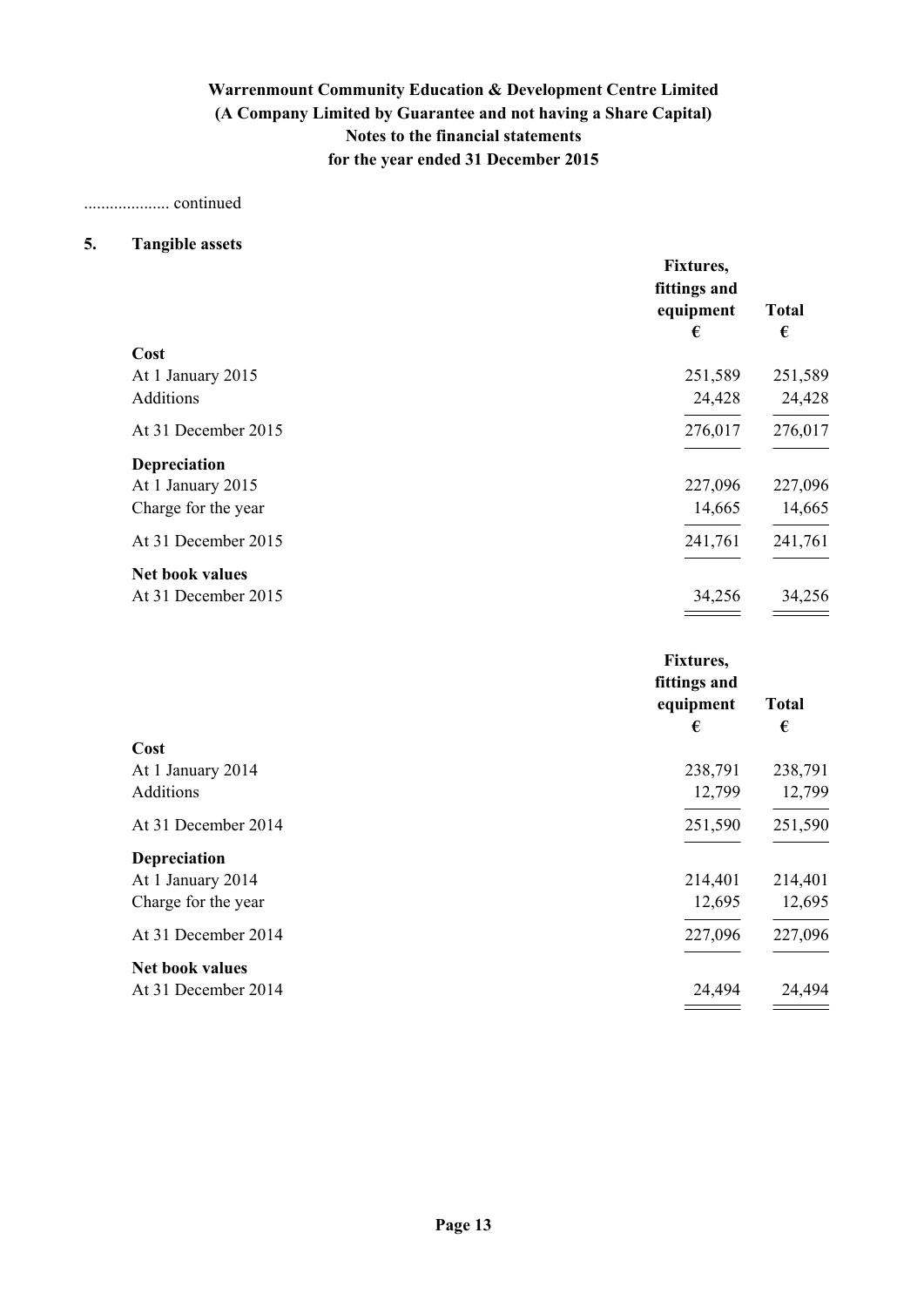.................... continued

## 5. Tangible assets

| | Fixtures, fittings and equipment € | Total € |
|---|---|---|
| **Cost** | | |
| At 1 January 2015 | 251,589 | 251,589 |
| Additions | 24,428 | 24,428 |
| At 31 December 2015 | 276,017 | 276,017 |
| **Depreciation** | | |
| At 1 January 2015 | 227,096 | 227,096 |
| Charge for the year | 14,665 | 14,665 |
| At 31 December 2015 | 241,761 | 241,761 |
| **Net book values** | | |
| At 31 December 2015 | 34,256 | 34,256 |

| | Fixtures, fittings and equipment € | Total € |
|---|---|---|
| **Cost** | | |
| At 1 January 2014 | 238,791 | 238,791 |
| Additions | 12,799 | 12,799 |
| At 31 December 2014 | 251,590 | 251,590 |
| **Depreciation** | | |
| At 1 January 2014 | 214,401 | 214,401 |
| Charge for the year | 12,695 | 12,695 |
| At 31 December 2014 | 227,096 | 227,096 |
| **Net book values** | | |
| At 31 December 2014 | 24,494 | 24,494 |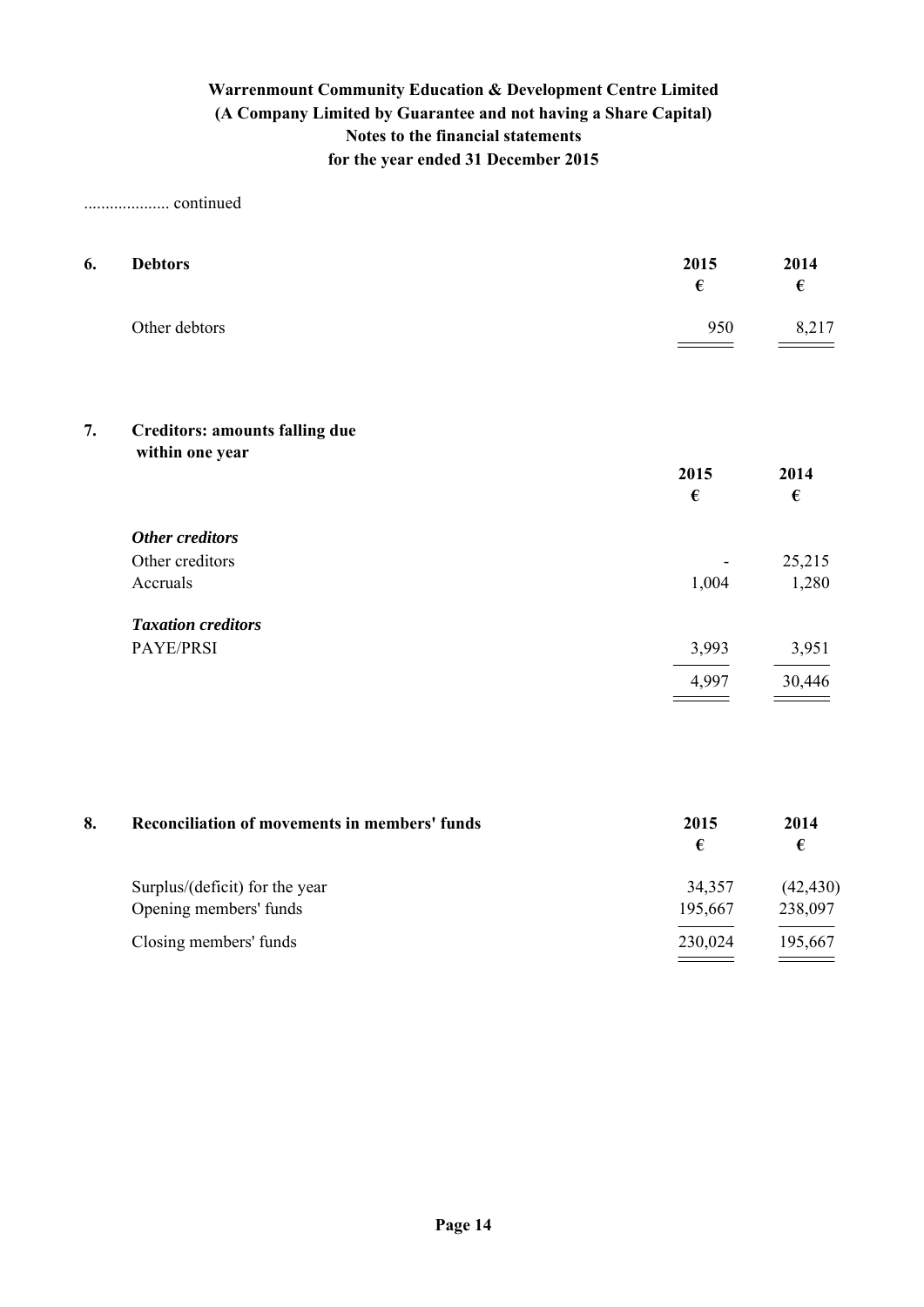**Warrenmount Community Education & Development Centre Limited**
**(A Company Limited by Guarantee and not having a Share Capital)**
**Notes to the financial statements**
**for the year ended 31 December 2015**

.................... continued

## 6. Debtors

| | 2015 € | 2014 € |
|---|---|---|
| Other debtors | 950 | 8,217 |

## 7. Creditors: amounts falling due within one year

| | 2015 € | 2014 € |
|---|---|---|
| ***Other creditors*** | | |
| Other creditors | - | 25,215 |
| Accruals | 1,004 | 1,280 |
| ***Taxation creditors*** | | |
| PAYE/PRSI | 3,993 | 3,951 |
| | 4,997 | 30,446 |

## 8. Reconciliation of movements in members' funds

| | 2015 € | 2014 € |
|---|---|---|
| Surplus/(deficit) for the year | 34,357 | (42,430) |
| Opening members' funds | 195,667 | 238,097 |
| Closing members' funds | 230,024 | 195,667 |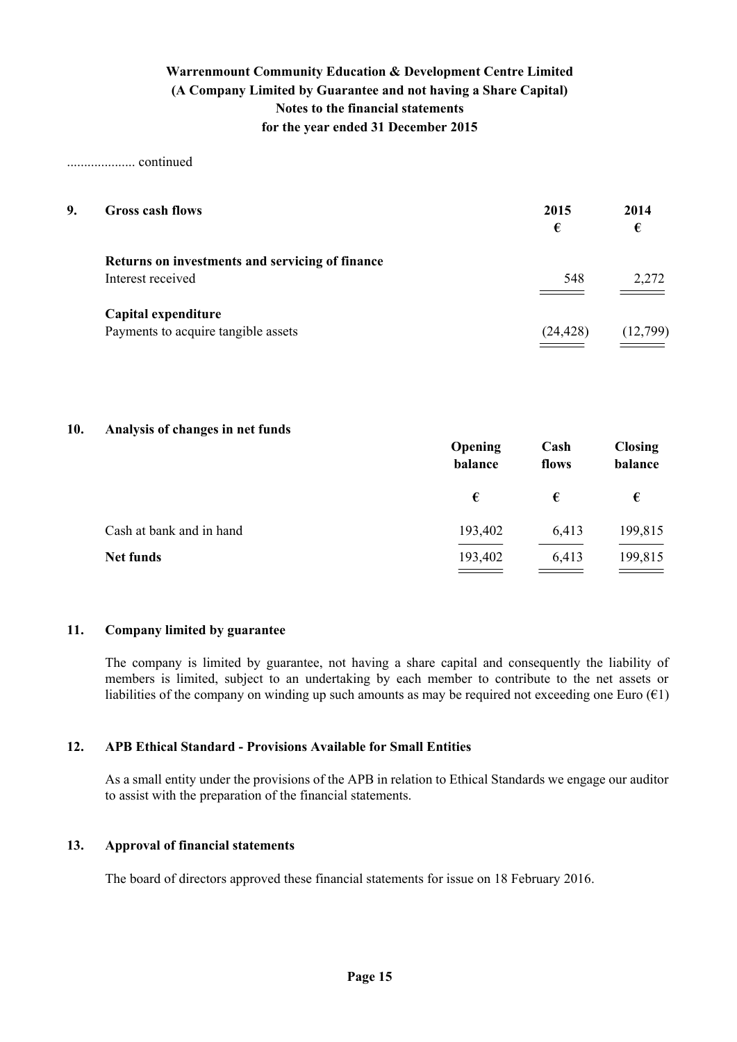**Warrenmount Community Education & Development Centre Limited**
**(A Company Limited by Guarantee and not having a Share Capital)**
**Notes to the financial statements**
**for the year ended 31 December 2015**

.................... continued

## 9. Gross cash flows

| | 2015 € | 2014 € |
|---|---|---|
| **Returns on investments and servicing of finance** | | |
| Interest received | 548 | 2,272 |
| **Capital expenditure** | | |
| Payments to acquire tangible assets | (24,428) | (12,799) |

## 10. Analysis of changes in net funds

| | Opening balance € | Cash flows € | Closing balance € |
|---|---|---|---|
| Cash at bank and in hand | 193,402 | 6,413 | 199,815 |
| **Net funds** | 193,402 | 6,413 | 199,815 |

## 11. Company limited by guarantee

The company is limited by guarantee, not having a share capital and consequently the liability of members is limited, subject to an undertaking by each member to contribute to the net assets or liabilities of the company on winding up such amounts as may be required not exceeding one Euro (€1)

## 12. APB Ethical Standard - Provisions Available for Small Entities

As a small entity under the provisions of the APB in relation to Ethical Standards we engage our auditor to assist with the preparation of the financial statements.

## 13. Approval of financial statements

The board of directors approved these financial statements for issue on 18 February 2016.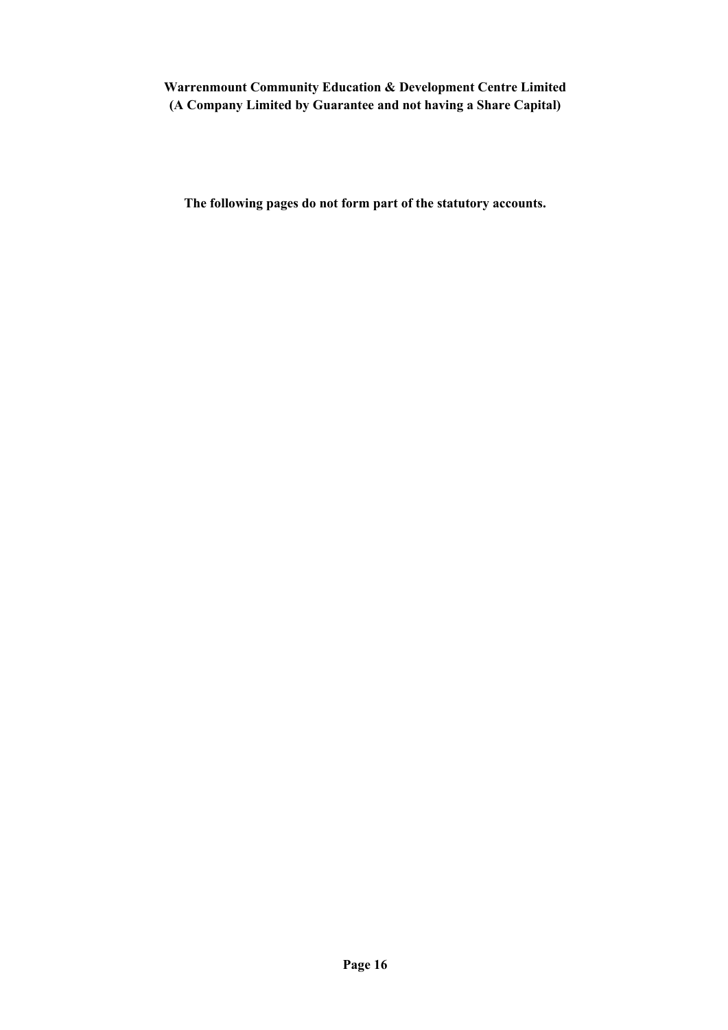**Warrenmount Community Education & Development Centre Limited**
**(A Company Limited by Guarantee and not having a Share Capital)**

**The following pages do not form part of the statutory accounts.**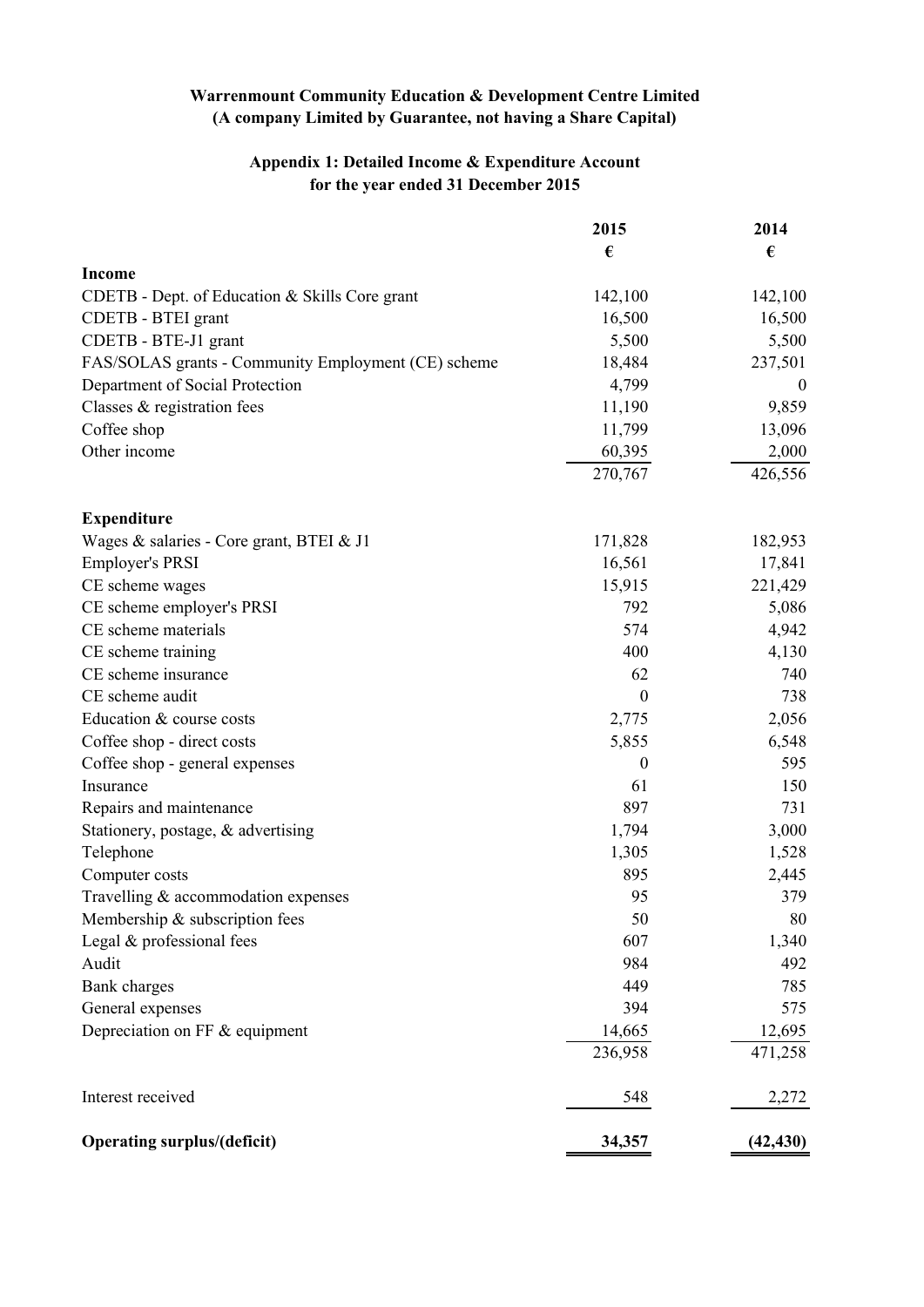**Warrenmount Community Education & Development Centre Limited**
**(A company Limited by Guarantee, not having a Share Capital)**

**Appendix 1: Detailed Income & Expenditure Account**
**for the year ended 31 December 2015**

| | 2015 | 2014 |
|---|---|---|
| | € | € |
| **Income** | | |
| CDETB - Dept. of Education & Skills Core grant | 142,100 | 142,100 |
| CDETB - BTEI grant | 16,500 | 16,500 |
| CDETB - BTE-J1 grant | 5,500 | 5,500 |
| FAS/SOLAS grants - Community Employment (CE) scheme | 18,484 | 237,501 |
| Department of Social Protection | 4,799 | 0 |
| Classes & registration fees | 11,190 | 9,859 |
| Coffee shop | 11,799 | 13,096 |
| Other income | 60,395 | 2,000 |
| | 270,767 | 426,556 |
| **Expenditure** | | |
| Wages & salaries - Core grant, BTEI & J1 | 171,828 | 182,953 |
| Employer's PRSI | 16,561 | 17,841 |
| CE scheme wages | 15,915 | 221,429 |
| CE scheme employer's PRSI | 792 | 5,086 |
| CE scheme materials | 574 | 4,942 |
| CE scheme training | 400 | 4,130 |
| CE scheme insurance | 62 | 740 |
| CE scheme audit | 0 | 738 |
| Education & course costs | 2,775 | 2,056 |
| Coffee shop - direct costs | 5,855 | 6,548 |
| Coffee shop - general expenses | 0 | 595 |
| Insurance | 61 | 150 |
| Repairs and maintenance | 897 | 731 |
| Stationery, postage, & advertising | 1,794 | 3,000 |
| Telephone | 1,305 | 1,528 |
| Computer costs | 895 | 2,445 |
| Travelling & accommodation expenses | 95 | 379 |
| Membership & subscription fees | 50 | 80 |
| Legal & professional fees | 607 | 1,340 |
| Audit | 984 | 492 |
| Bank charges | 449 | 785 |
| General expenses | 394 | 575 |
| Depreciation on FF & equipment | 14,665 | 12,695 |
| | 236,958 | 471,258 |
| Interest received | 548 | 2,272 |
| **Operating surplus/(deficit)** | **34,357** | **(42,430)** |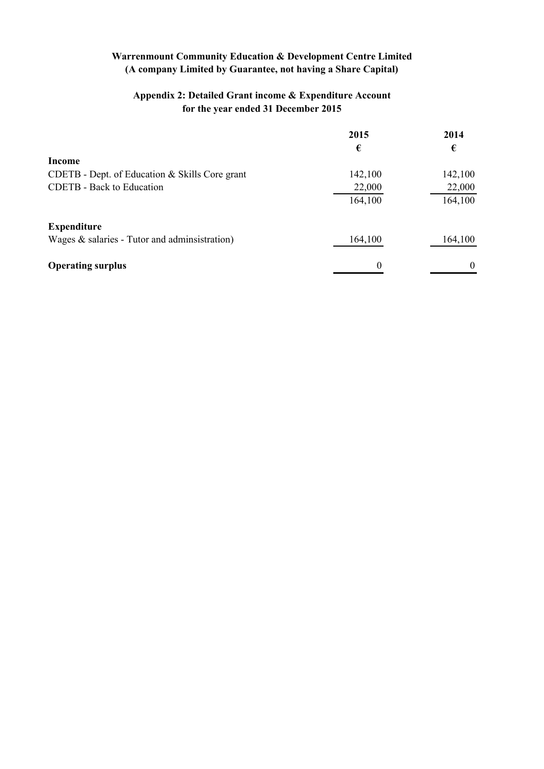**Warrenmount Community Education & Development Centre Limited**
**(A company Limited by Guarantee, not having a Share Capital)**

**Appendix 2: Detailed Grant income & Expenditure Account**
**for the year ended 31 December 2015**

| | 2015 | 2014 |
|---|---|---|
| | € | € |
| **Income** | | |
| CDETB - Dept. of Education & Skills Core grant | 142,100 | 142,100 |
| CDETB - Back to Education | 22,000 | 22,000 |
| | 164,100 | 164,100 |
| **Expenditure** | | |
| Wages & salaries - Tutor and adminsistration) | 164,100 | 164,100 |
| **Operating surplus** | 0 | 0 |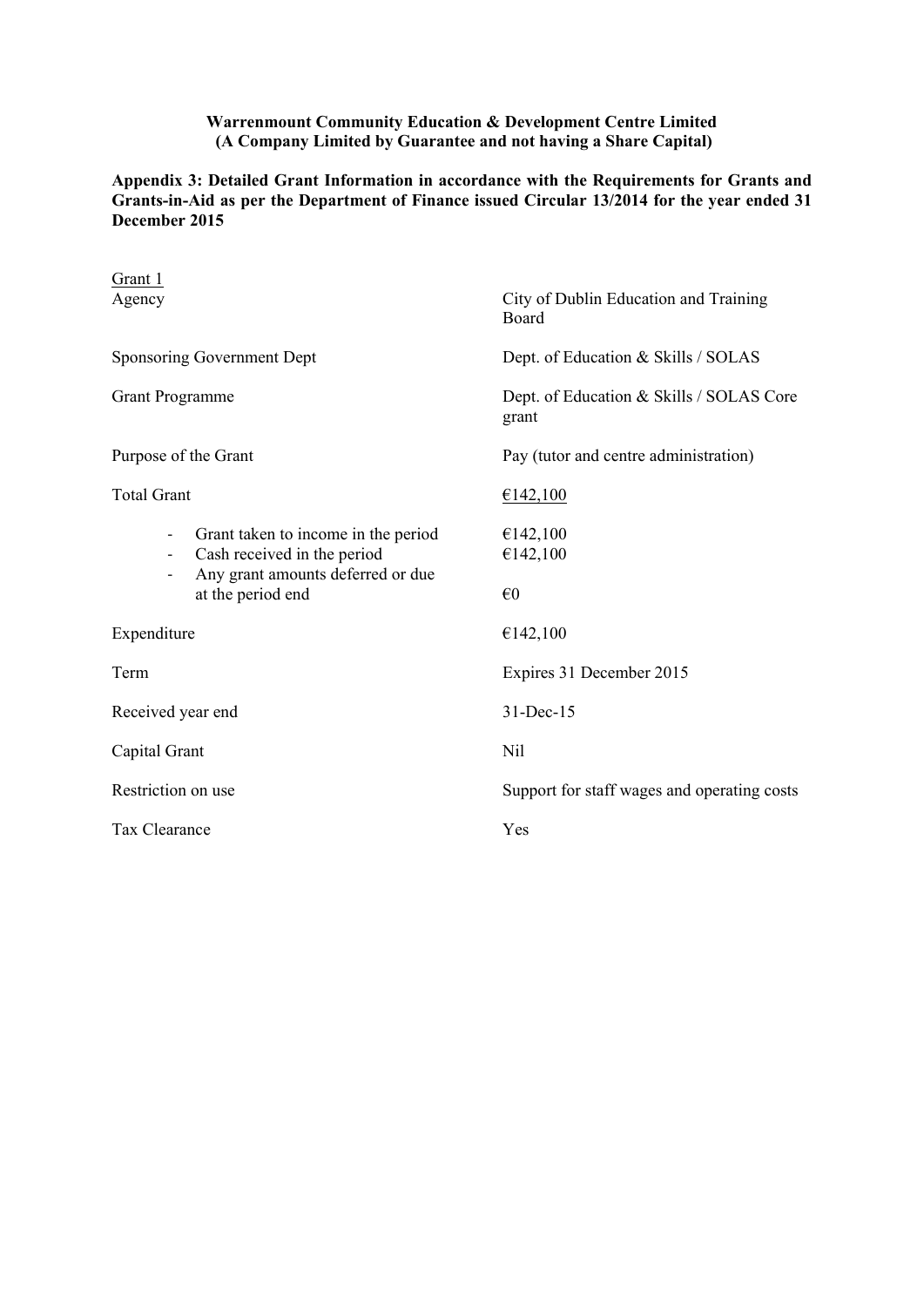**Warrenmount Community Education & Development Centre Limited**
**(A Company Limited by Guarantee and not having a Share Capital)**

**Appendix 3: Detailed Grant Information in accordance with the Requirements for Grants and Grants-in-Aid as per the Department of Finance issued Circular 13/2014 for the year ended 31 December 2015**

<u>Grant 1</u>

| | |
|---|---|
| Agency | City of Dublin Education and Training Board |
| Sponsoring Government Dept | Dept. of Education & Skills / SOLAS |
| Grant Programme | Dept. of Education & Skills / SOLAS Core grant |
| Purpose of the Grant | Pay (tutor and centre administration) |
| Total Grant | <u>€142,100</u> |
| - Grant taken to income in the period | €142,100 |
| - Cash received in the period | €142,100 |
| - Any grant amounts deferred or due at the period end | €0 |
| Expenditure | €142,100 |
| Term | Expires 31 December 2015 |
| Received year end | 31-Dec-15 |
| Capital Grant | Nil |
| Restriction on use | Support for staff wages and operating costs |
| Tax Clearance | Yes |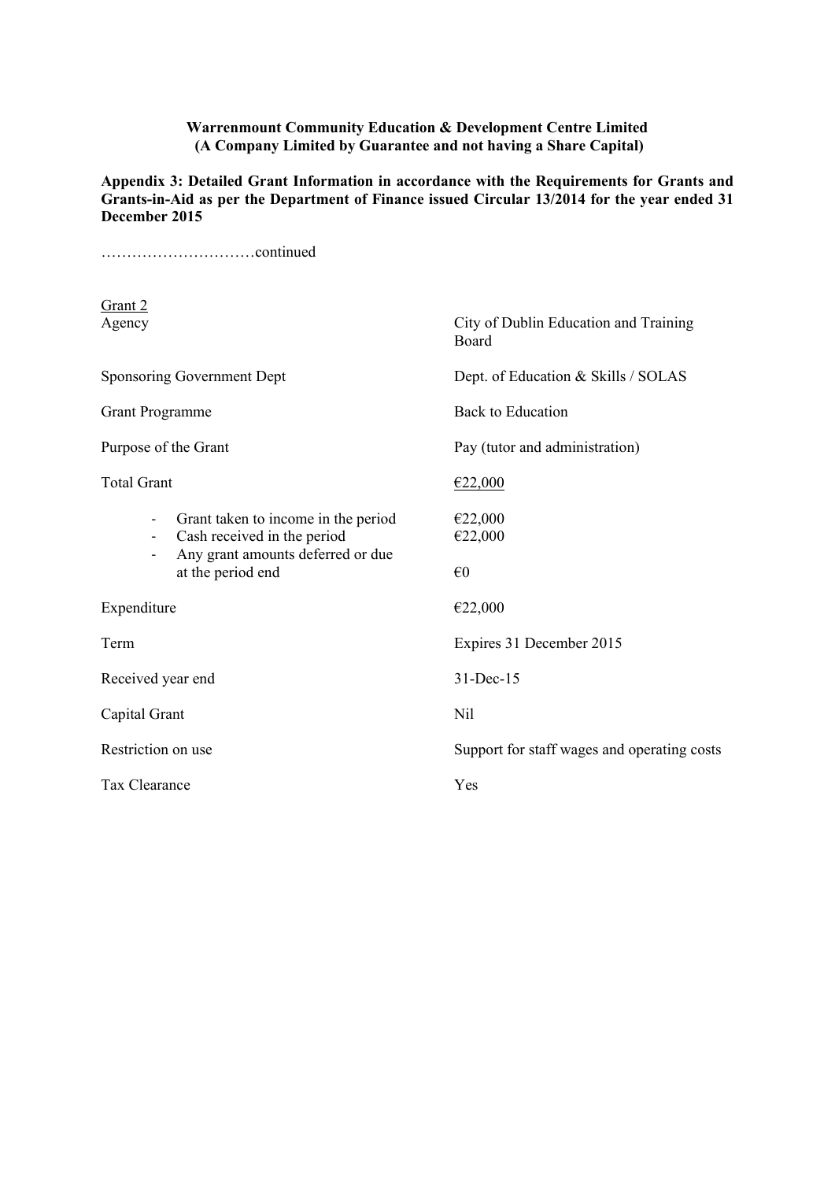**Warrenmount Community Education & Development Centre Limited**
**(A Company Limited by Guarantee and not having a Share Capital)**

**Appendix 3: Detailed Grant Information in accordance with the Requirements for Grants and Grants-in-Aid as per the Department of Finance issued Circular 13/2014 for the year ended 31 December 2015**

…………………………continued

<u>Grant 2</u>

| | |
|---|---|
| Agency | City of Dublin Education and Training Board |
| Sponsoring Government Dept | Dept. of Education & Skills / SOLAS |
| Grant Programme | Back to Education |
| Purpose of the Grant | Pay (tutor and administration) |
| Total Grant | <u>€22,000</u> |
| - Grant taken to income in the period | €22,000 |
| - Cash received in the period | €22,000 |
| - Any grant amounts deferred or due at the period end | €0 |
| Expenditure | €22,000 |
| Term | Expires 31 December 2015 |
| Received year end | 31-Dec-15 |
| Capital Grant | Nil |
| Restriction on use | Support for staff wages and operating costs |
| Tax Clearance | Yes |